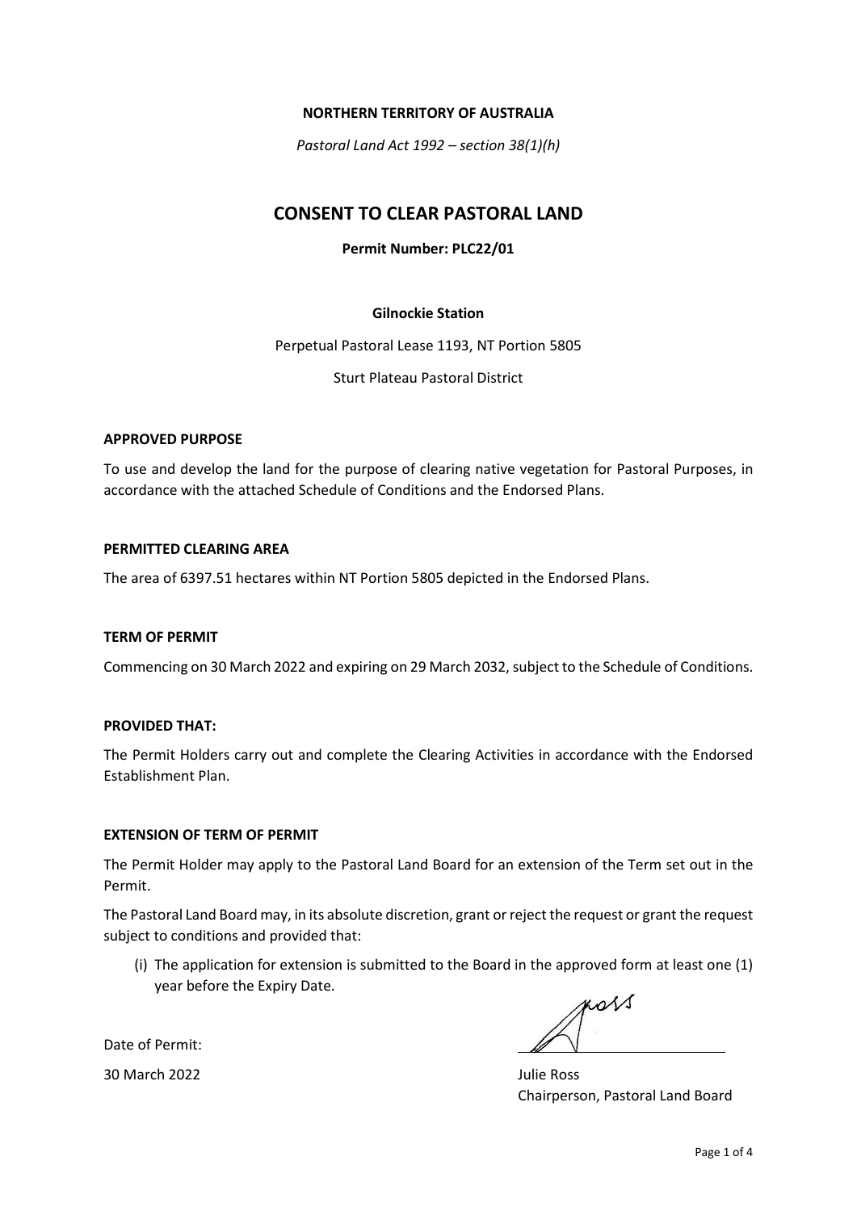**NORTHERN TERRITORY OF AUSTRALIA**

*Pastoral Land Act 1992 – section 38(1)(h)*

# CONSENT TO CLEAR PASTORAL LAND

**Permit Number: PLC22/01**

**Gilnockie Station**

Perpetual Pastoral Lease 1193, NT Portion 5805

Sturt Plateau Pastoral District

## APPROVED PURPOSE

To use and develop the land for the purpose of clearing native vegetation for Pastoral Purposes, in accordance with the attached Schedule of Conditions and the Endorsed Plans.

## PERMITTED CLEARING AREA

The area of 6397.51 hectares within NT Portion 5805 depicted in the Endorsed Plans.

## TERM OF PERMIT

Commencing on 30 March 2022 and expiring on 29 March 2032, subject to the Schedule of Conditions.

## PROVIDED THAT:

The Permit Holders carry out and complete the Clearing Activities in accordance with the Endorsed Establishment Plan.

## EXTENSION OF TERM OF PERMIT

The Permit Holder may apply to the Pastoral Land Board for an extension of the Term set out in the Permit.

The Pastoral Land Board may, in its absolute discretion, grant or reject the request or grant the request subject to conditions and provided that:

(i) The application for extension is submitted to the Board in the approved form at least one (1) year before the Expiry Date.

Date of Permit:

30 March 2022

Julie Ross
Chairperson, Pastoral Land Board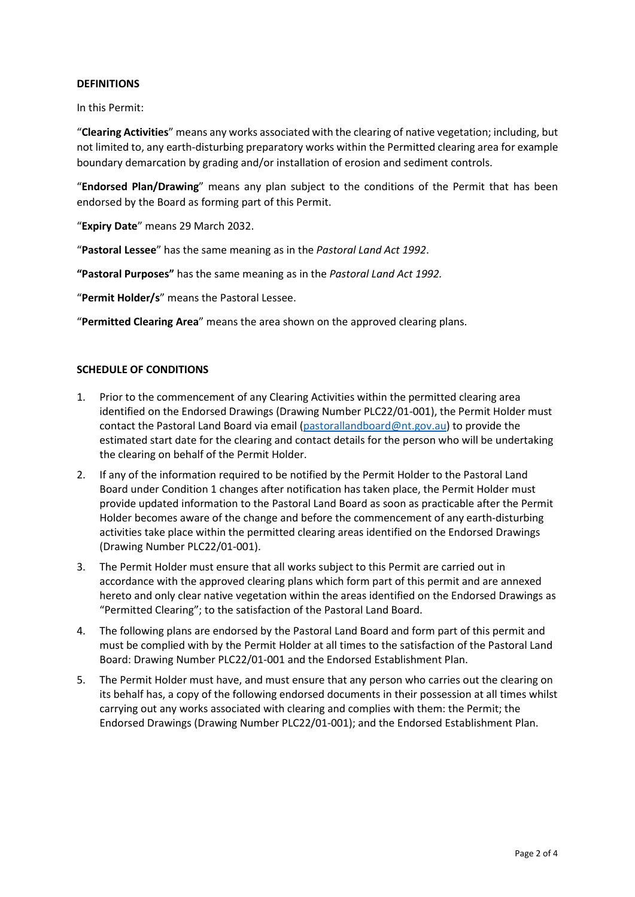**DEFINITIONS**

In this Permit:

"**Clearing Activities**" means any works associated with the clearing of native vegetation; including, but not limited to, any earth-disturbing preparatory works within the Permitted clearing area for example boundary demarcation by grading and/or installation of erosion and sediment controls.

"**Endorsed Plan/Drawing**" means any plan subject to the conditions of the Permit that has been endorsed by the Board as forming part of this Permit.

"**Expiry Date**" means 29 March 2032.

"**Pastoral Lessee**" has the same meaning as in the *Pastoral Land Act 1992*.

**"Pastoral Purposes"** has the same meaning as in the *Pastoral Land Act 1992.*

"**Permit Holder/s**" means the Pastoral Lessee.

"**Permitted Clearing Area**" means the area shown on the approved clearing plans.

**SCHEDULE OF CONDITIONS**

1. Prior to the commencement of any Clearing Activities within the permitted clearing area identified on the Endorsed Drawings (Drawing Number PLC22/01-001), the Permit Holder must contact the Pastoral Land Board via email (pastorallandboard@nt.gov.au) to provide the estimated start date for the clearing and contact details for the person who will be undertaking the clearing on behalf of the Permit Holder.
2. If any of the information required to be notified by the Permit Holder to the Pastoral Land Board under Condition 1 changes after notification has taken place, the Permit Holder must provide updated information to the Pastoral Land Board as soon as practicable after the Permit Holder becomes aware of the change and before the commencement of any earth-disturbing activities take place within the permitted clearing areas identified on the Endorsed Drawings (Drawing Number PLC22/01-001).
3. The Permit Holder must ensure that all works subject to this Permit are carried out in accordance with the approved clearing plans which form part of this permit and are annexed hereto and only clear native vegetation within the areas identified on the Endorsed Drawings as "Permitted Clearing"; to the satisfaction of the Pastoral Land Board.
4. The following plans are endorsed by the Pastoral Land Board and form part of this permit and must be complied with by the Permit Holder at all times to the satisfaction of the Pastoral Land Board: Drawing Number PLC22/01-001 and the Endorsed Establishment Plan.
5. The Permit Holder must have, and must ensure that any person who carries out the clearing on its behalf has, a copy of the following endorsed documents in their possession at all times whilst carrying out any works associated with clearing and complies with them: the Permit; the Endorsed Drawings (Drawing Number PLC22/01-001); and the Endorsed Establishment Plan.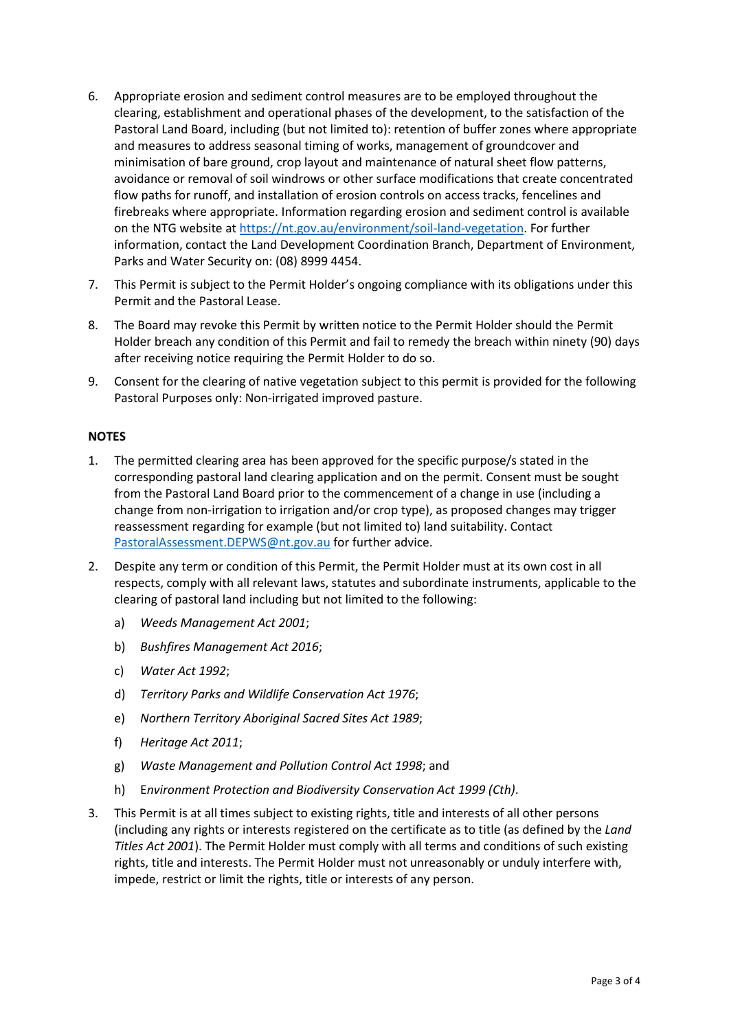6. Appropriate erosion and sediment control measures are to be employed throughout the clearing, establishment and operational phases of the development, to the satisfaction of the Pastoral Land Board, including (but not limited to): retention of buffer zones where appropriate and measures to address seasonal timing of works, management of groundcover and minimisation of bare ground, crop layout and maintenance of natural sheet flow patterns, avoidance or removal of soil windrows or other surface modifications that create concentrated flow paths for runoff, and installation of erosion controls on access tracks, fencelines and firebreaks where appropriate. Information regarding erosion and sediment control is available on the NTG website at https://nt.gov.au/environment/soil-land-vegetation. For further information, contact the Land Development Coordination Branch, Department of Environment, Parks and Water Security on: (08) 8999 4454.

7. This Permit is subject to the Permit Holder's ongoing compliance with its obligations under this Permit and the Pastoral Lease.

8. The Board may revoke this Permit by written notice to the Permit Holder should the Permit Holder breach any condition of this Permit and fail to remedy the breach within ninety (90) days after receiving notice requiring the Permit Holder to do so.

9. Consent for the clearing of native vegetation subject to this permit is provided for the following Pastoral Purposes only: Non-irrigated improved pasture.

**NOTES**

1. The permitted clearing area has been approved for the specific purpose/s stated in the corresponding pastoral land clearing application and on the permit. Consent must be sought from the Pastoral Land Board prior to the commencement of a change in use (including a change from non-irrigation to irrigation and/or crop type), as proposed changes may trigger reassessment regarding for example (but not limited to) land suitability. Contact PastoralAssessment.DEPWS@nt.gov.au for further advice.

2. Despite any term or condition of this Permit, the Permit Holder must at its own cost in all respects, comply with all relevant laws, statutes and subordinate instruments, applicable to the clearing of pastoral land including but not limited to the following:

   a) *Weeds Management Act 2001*;

   b) *Bushfires Management Act 2016*;

   c) *Water Act 1992*;

   d) *Territory Parks and Wildlife Conservation Act 1976*;

   e) *Northern Territory Aboriginal Sacred Sites Act 1989*;

   f) *Heritage Act 2011*;

   g) *Waste Management and Pollution Control Act 1998*; and

   h) E*nvironment Protection and Biodiversity Conservation Act 1999 (Cth)*.

3. This Permit is at all times subject to existing rights, title and interests of all other persons (including any rights or interests registered on the certificate as to title (as defined by the *Land Titles Act 2001*). The Permit Holder must comply with all terms and conditions of such existing rights, title and interests. The Permit Holder must not unreasonably or unduly interfere with, impede, restrict or limit the rights, title or interests of any person.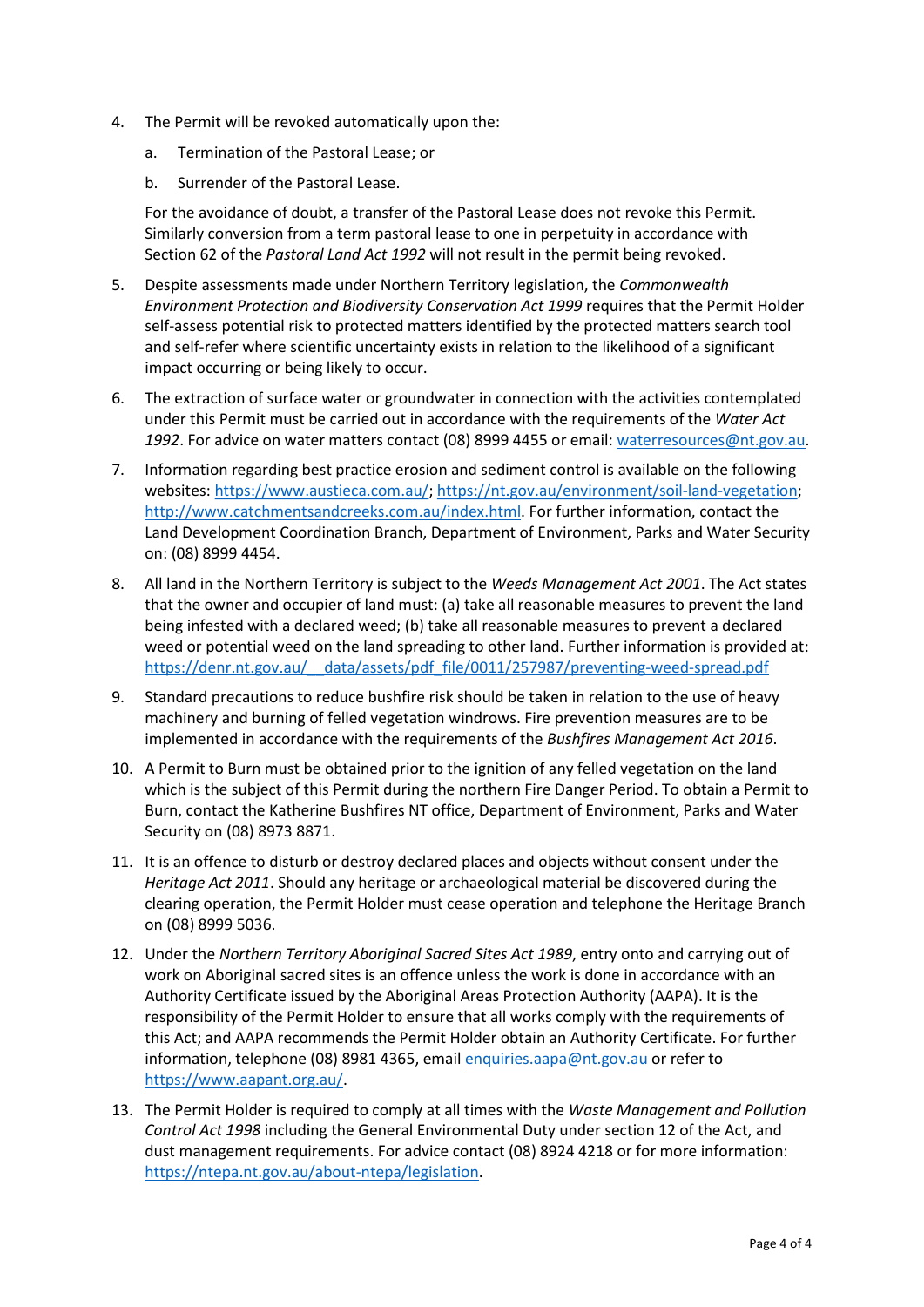4. The Permit will be revoked automatically upon the:

   a. Termination of the Pastoral Lease; or

   b. Surrender of the Pastoral Lease.

   For the avoidance of doubt, a transfer of the Pastoral Lease does not revoke this Permit. Similarly conversion from a term pastoral lease to one in perpetuity in accordance with Section 62 of the *Pastoral Land Act 1992* will not result in the permit being revoked.

5. Despite assessments made under Northern Territory legislation, the *Commonwealth Environment Protection and Biodiversity Conservation Act 1999* requires that the Permit Holder self-assess potential risk to protected matters identified by the protected matters search tool and self-refer where scientific uncertainty exists in relation to the likelihood of a significant impact occurring or being likely to occur.

6. The extraction of surface water or groundwater in connection with the activities contemplated under this Permit must be carried out in accordance with the requirements of the *Water Act 1992*. For advice on water matters contact (08) 8999 4455 or email: waterresources@nt.gov.au.

7. Information regarding best practice erosion and sediment control is available on the following websites: https://www.austieca.com.au/; https://nt.gov.au/environment/soil-land-vegetation; http://www.catchmentsandcreeks.com.au/index.html. For further information, contact the Land Development Coordination Branch, Department of Environment, Parks and Water Security on: (08) 8999 4454.

8. All land in the Northern Territory is subject to the *Weeds Management Act 2001*. The Act states that the owner and occupier of land must: (a) take all reasonable measures to prevent the land being infested with a declared weed; (b) take all reasonable measures to prevent a declared weed or potential weed on the land spreading to other land. Further information is provided at: https://denr.nt.gov.au/__data/assets/pdf_file/0011/257987/preventing-weed-spread.pdf

9. Standard precautions to reduce bushfire risk should be taken in relation to the use of heavy machinery and burning of felled vegetation windrows. Fire prevention measures are to be implemented in accordance with the requirements of the *Bushfires Management Act 2016*.

10. A Permit to Burn must be obtained prior to the ignition of any felled vegetation on the land which is the subject of this Permit during the northern Fire Danger Period. To obtain a Permit to Burn, contact the Katherine Bushfires NT office, Department of Environment, Parks and Water Security on (08) 8973 8871.

11. It is an offence to disturb or destroy declared places and objects without consent under the *Heritage Act 2011*. Should any heritage or archaeological material be discovered during the clearing operation, the Permit Holder must cease operation and telephone the Heritage Branch on (08) 8999 5036.

12. Under the *Northern Territory Aboriginal Sacred Sites Act 1989*, entry onto and carrying out of work on Aboriginal sacred sites is an offence unless the work is done in accordance with an Authority Certificate issued by the Aboriginal Areas Protection Authority (AAPA). It is the responsibility of the Permit Holder to ensure that all works comply with the requirements of this Act; and AAPA recommends the Permit Holder obtain an Authority Certificate. For further information, telephone (08) 8981 4365, email enquiries.aapa@nt.gov.au or refer to https://www.aapant.org.au/.

13. The Permit Holder is required to comply at all times with the *Waste Management and Pollution Control Act 1998* including the General Environmental Duty under section 12 of the Act, and dust management requirements. For advice contact (08) 8924 4218 or for more information: https://ntepa.nt.gov.au/about-ntepa/legislation.